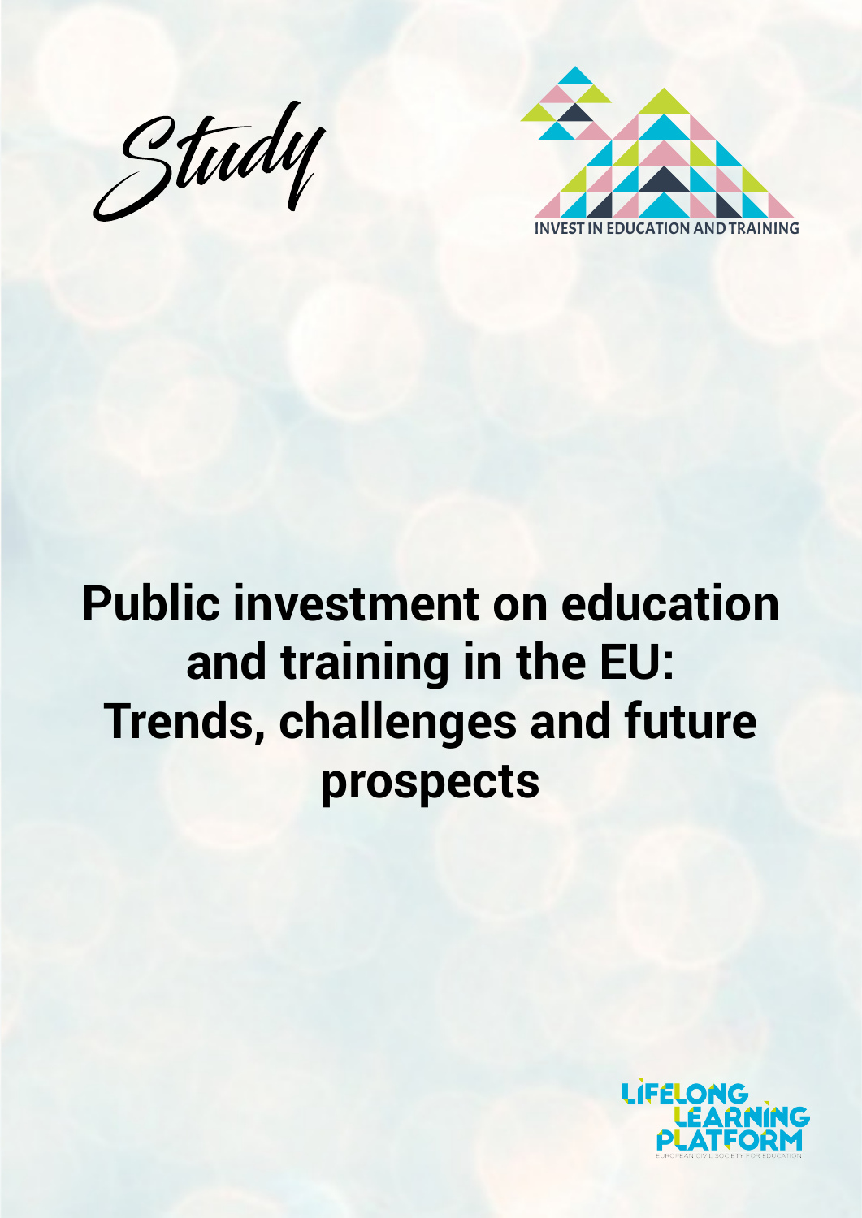*Study*

INVEST IN EDUCATION AND TRAINING

# Public investment on education and training in the EU: Trends, challenges and future prospects

LIFELONG LEARNING PLATFORM

EUROPEAN CIVIL SOCIETY FOR EDUCATION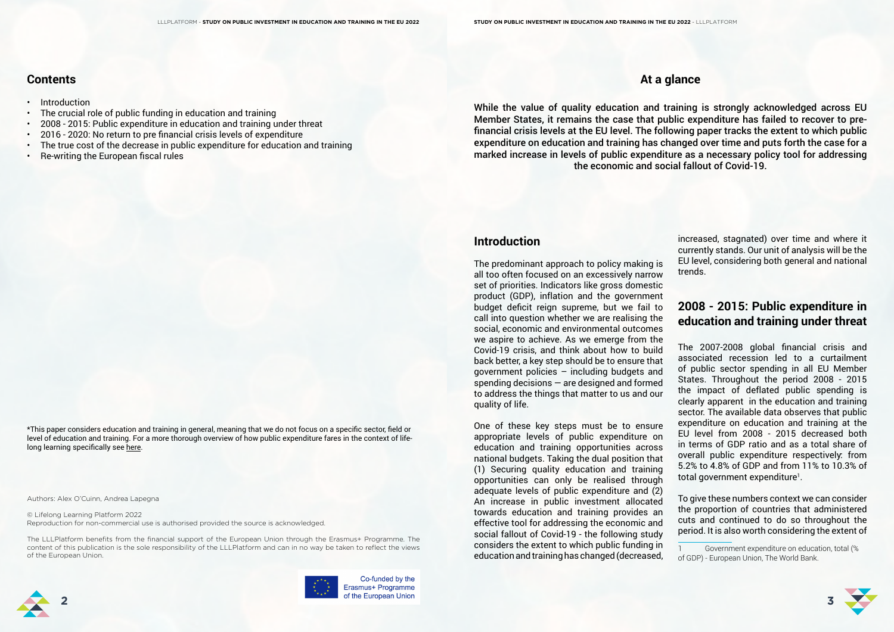## Contents

- Introduction
- The crucial role of public funding in education and training
- 2008 - 2015: Public expenditure in education and training under threat
- 2016 - 2020: No return to pre financial crisis levels of expenditure
- The true cost of the decrease in public expenditure for education and training
- Re-writing the European fiscal rules

*This paper considers education and training in general, meaning that we do not focus on a specific sector, field or level of education and training. For a more thorough overview of how public expenditure fares in the context of life-long learning specifically see here.

Authors: Alex O'Cuinn, Andrea Lapegna

© Lifelong Learning Platform 2022
Reproduction for non-commercial use is authorised provided the source is acknowledged.

The LLLPlatform benefits from the financial support of the European Union through the Erasmus+ Programme. The content of this publication is the sole responsibility of the LLLPlatform and can in no way be taken to reflect the views of the European Union.

Co-funded by the Erasmus+ Programme of the European Union

## At a glance

**While the value of quality education and training is strongly acknowledged across EU Member States, it remains the case that public expenditure has failed to recover to pre-financial crisis levels at the EU level. The following paper tracks the extent to which public expenditure on education and training has changed over time and puts forth the case for a marked increase in levels of public expenditure as a necessary policy tool for addressing the economic and social fallout of Covid-19.**

## Introduction

The predominant approach to policy making is all too often focused on an excessively narrow set of priorities. Indicators like gross domestic product (GDP), inflation and the government budget deficit reign supreme, but we fail to call into question whether we are realising the social, economic and environmental outcomes we aspire to achieve. As we emerge from the Covid-19 crisis, and think about how to build back better, a key step should be to ensure that government policies – including budgets and spending decisions – are designed and formed to address the things that matter to us and our quality of life.

One of these key steps must be to ensure appropriate levels of public expenditure on education and training opportunities across national budgets. Taking the dual position that (1) Securing quality education and training opportunities can only be realised through adequate levels of public expenditure and (2) An increase in public investment allocated towards education and training provides an effective tool for addressing the economic and social fallout of Covid-19 - the following study considers the extent to which public funding in education and training has changed (decreased, increased, stagnated) over time and where it currently stands. Our unit of analysis will be the EU level, considering both general and national trends.

## 2008 - 2015: Public expenditure in education and training under threat

The 2007-2008 global financial crisis and associated recession led to a curtailment of public sector spending in all EU Member States. Throughout the period 2008 - 2015 the impact of deflated public spending is clearly apparent in the education and training sector. The available data observes that public expenditure on education and training at the EU level from 2008 - 2015 decreased both in terms of GDP ratio and as a total share of overall public expenditure respectively: from 5.2% to 4.8% of GDP and from 11% to 10.3% of total government expenditure[1].

To give these numbers context we can consider the proportion of countries that administered cuts and continued to do so throughout the period. It is also worth considering the extent of

[1] Government expenditure on education, total (% of GDP) - European Union, The World Bank.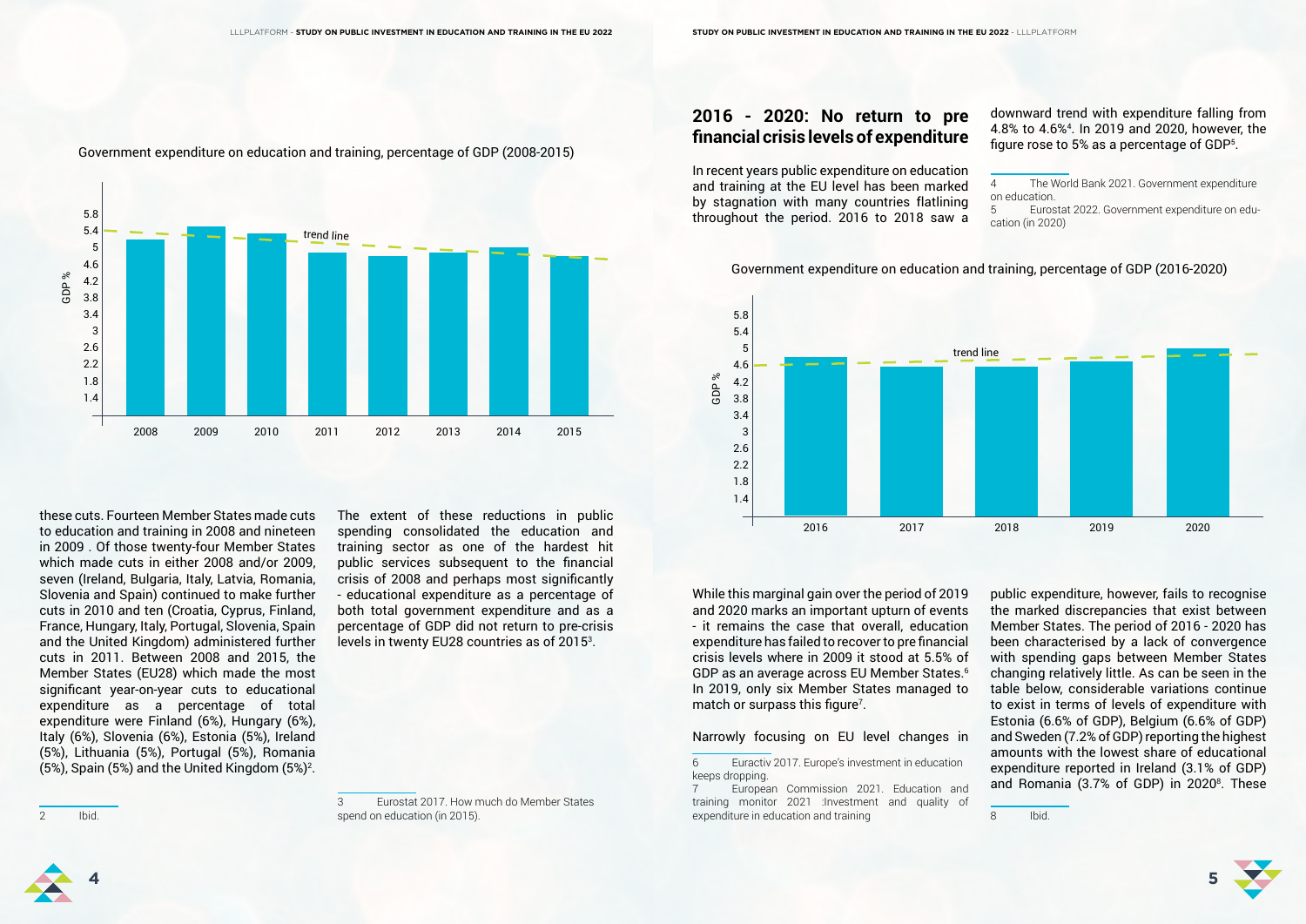Government expenditure on education and training, percentage of GDP (2008-2015)

these cuts. Fourteen Member States made cuts to education and training in 2008 and nineteen in 2009 . Of those twenty-four Member States which made cuts in either 2008 and/or 2009, seven (Ireland, Bulgaria, Italy, Latvia, Romania, Slovenia and Spain) continued to make further cuts in 2010 and ten (Croatia, Cyprus, Finland, France, Hungary, Italy, Portugal, Slovenia, Spain and the United Kingdom) administered further cuts in 2011. Between 2008 and 2015, the Member States (EU28) which made the most significant year-on-year cuts to educational expenditure as a percentage of total expenditure were Finland (6%), Hungary (6%), Italy (6%), Slovenia (6%), Estonia (5%), Ireland (5%), Lithuania (5%), Portugal (5%), Romania (5%), Spain (5%) and the United Kingdom (5%)[2].

The extent of these reductions in public spending consolidated the education and training sector as one of the hardest hit public services subsequent to the financial crisis of 2008 and perhaps most significantly - educational expenditure as a percentage of both total government expenditure and as a percentage of GDP did not return to pre-crisis levels in twenty EU28 countries as of 2015[3].

2 Ibid.

3 Eurostat 2017. How much do Member States spend on education (in 2015).

## 2016 - 2020: No return to pre financial crisis levels of expenditure

In recent years public expenditure on education and training at the EU level has been marked by stagnation with many countries flatlining throughout the period. 2016 to 2018 saw a downward trend with expenditure falling from 4.8% to 4.6%[4]. In 2019 and 2020, however, the figure rose to 5% as a percentage of GDP[5].

4 The World Bank 2021. Government expenditure on education.

5 Eurostat 2022. Government expenditure on education (in 2020)

Government expenditure on education and training, percentage of GDP (2016-2020)

While this marginal gain over the period of 2019 and 2020 marks an important upturn of events - it remains the case that overall, education expenditure has failed to recover to pre financial crisis levels where in 2009 it stood at 5.5% of GDP as an average across EU Member States.[6] In 2019, only six Member States managed to match or surpass this figure[7].

Narrowly focusing on EU level changes in public expenditure, however, fails to recognise the marked discrepancies that exist between Member States. The period of 2016 - 2020 has been characterised by a lack of convergence with spending gaps between Member States changing relatively little. As can be seen in the table below, considerable variations continue to exist in terms of levels of expenditure with Estonia (6.6% of GDP), Belgium (6.6% of GDP) and Sweden (7.2% of GDP) reporting the highest amounts with the lowest share of educational expenditure reported in Ireland (3.1% of GDP) and Romania (3.7% of GDP) in 2020[8]. These

6 Euractiv 2017. Europe's investment in education keeps dropping.

7 European Commission 2021. Education and training monitor 2021 :Investment and quality of expenditure in education and training

8 Ibid.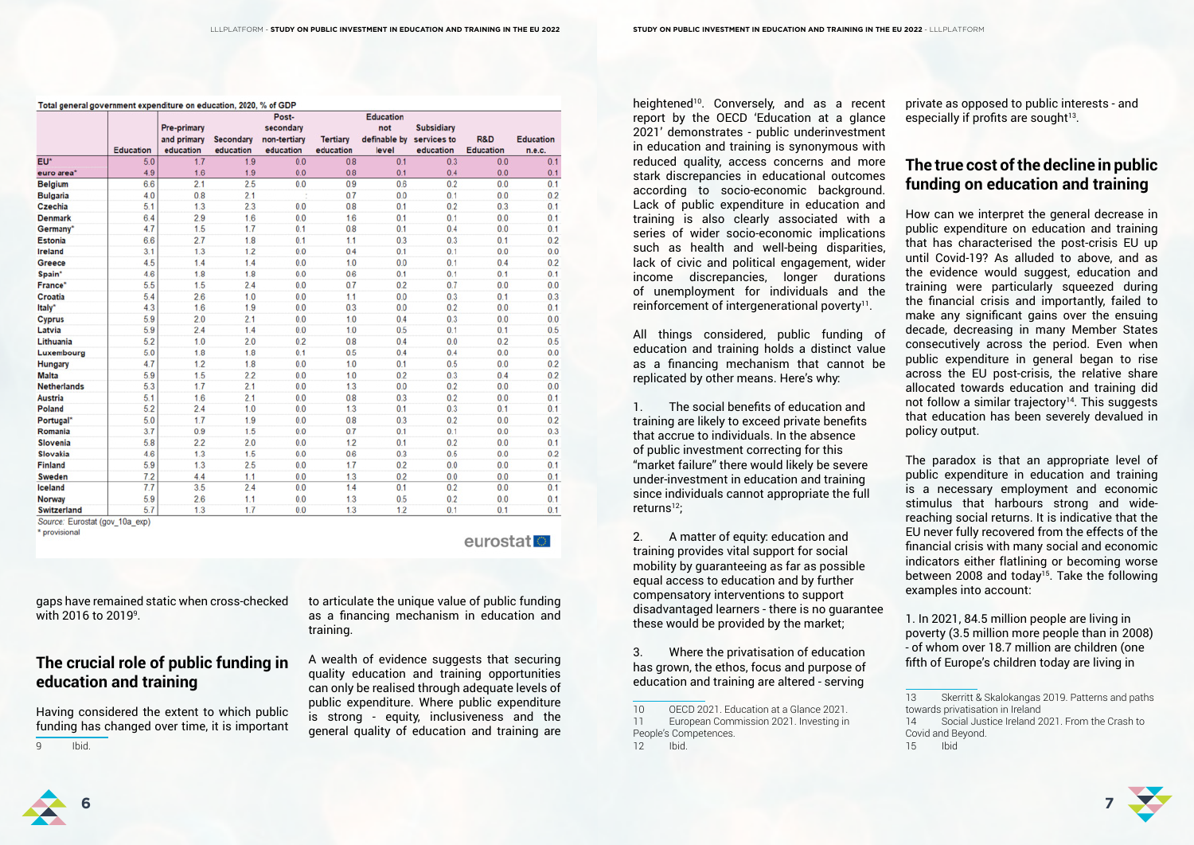**Total general government expenditure on education, 2020, % of GDP**

| | Education | Pre-primary and primary education | Secondary education | Post-secondary non-tertiary education | Tertiary education | Education not definable by level | Subsidiary services to education | R&D Education | Education n.e.c. |
|---|---|---|---|---|---|---|---|---|---|
| EU* | 5.0 | 1.7 | 1.9 | 0.0 | 0.8 | 0.1 | 0.3 | 0.0 | 0.1 |
| euro area* | 4.9 | 1.6 | 1.9 | 0.0 | 0.8 | 0.1 | 0.4 | 0.0 | 0.1 |
| Belgium | 6.6 | 2.1 | 2.5 | 0.0 | 0.9 | 0.6 | 0.2 | 0.0 | 0.1 |
| Bulgaria | 4.0 | 0.8 | 2.1 | : | 0.7 | 0.0 | 0.1 | 0.0 | 0.2 |
| Czechia | 5.1 | 1.3 | 2.3 | 0.0 | 0.8 | 0.1 | 0.2 | 0.3 | 0.1 |
| Denmark | 6.4 | 2.9 | 1.6 | 0.0 | 1.6 | 0.1 | 0.1 | 0.0 | 0.1 |
| Germany* | 4.7 | 1.5 | 1.7 | 0.1 | 0.8 | 0.1 | 0.4 | 0.0 | 0.1 |
| Estonia | 6.6 | 2.7 | 1.8 | 0.1 | 1.1 | 0.3 | 0.3 | 0.1 | 0.2 |
| Ireland | 3.1 | 1.3 | 1.2 | 0.0 | 0.4 | 0.1 | 0.1 | 0.0 | 0.0 |
| Greece | 4.5 | 1.4 | 1.4 | 0.0 | 1.0 | 0.0 | 0.1 | 0.4 | 0.2 |
| Spain* | 4.6 | 1.8 | 1.8 | 0.0 | 0.6 | 0.1 | 0.1 | 0.1 | 0.1 |
| France* | 5.5 | 1.5 | 2.4 | 0.0 | 0.7 | 0.2 | 0.7 | 0.0 | 0.0 |
| Croatia | 5.4 | 2.6 | 1.0 | 0.0 | 1.1 | 0.0 | 0.3 | 0.1 | 0.3 |
| Italy* | 4.3 | 1.6 | 1.9 | 0.0 | 0.3 | 0.0 | 0.2 | 0.0 | 0.1 |
| Cyprus | 5.9 | 2.0 | 2.1 | 0.0 | 1.0 | 0.4 | 0.3 | 0.0 | 0.0 |
| Latvia | 5.9 | 2.4 | 1.4 | 0.0 | 1.0 | 0.5 | 0.1 | 0.1 | 0.5 |
| Lithuania | 5.2 | 1.0 | 2.0 | 0.2 | 0.8 | 0.4 | 0.0 | 0.2 | 0.5 |
| Luxembourg | 5.0 | 1.8 | 1.8 | 0.1 | 0.5 | 0.4 | 0.4 | 0.0 | 0.0 |
| Hungary | 4.7 | 1.2 | 1.8 | 0.0 | 1.0 | 0.1 | 0.5 | 0.0 | 0.2 |
| Malta | 5.9 | 1.5 | 2.2 | 0.0 | 1.0 | 0.2 | 0.3 | 0.4 | 0.2 |
| Netherlands | 5.3 | 1.7 | 2.1 | 0.0 | 1.3 | 0.0 | 0.2 | 0.0 | 0.0 |
| Austria | 5.1 | 1.6 | 2.1 | 0.0 | 0.8 | 0.3 | 0.2 | 0.0 | 0.1 |
| Poland | 5.2 | 2.4 | 1.0 | 0.0 | 1.3 | 0.1 | 0.3 | 0.1 | 0.1 |
| Portugal* | 5.0 | 1.7 | 1.9 | 0.0 | 0.8 | 0.3 | 0.2 | 0.0 | 0.2 |
| Romania | 3.7 | 0.9 | 1.5 | 0.0 | 0.7 | 0.1 | 0.1 | 0.0 | 0.3 |
| Slovenia | 5.8 | 2.2 | 2.0 | 0.0 | 1.2 | 0.1 | 0.2 | 0.0 | 0.1 |
| Slovakia | 4.6 | 1.3 | 1.5 | 0.0 | 0.6 | 0.3 | 0.5 | 0.0 | 0.2 |
| Finland | 5.9 | 1.3 | 2.5 | 0.0 | 1.7 | 0.2 | 0.0 | 0.0 | 0.1 |
| Sweden | 7.2 | 4.4 | 1.1 | 0.0 | 1.3 | 0.2 | 0.0 | 0.0 | 0.1 |
| Iceland | 7.7 | 3.5 | 2.4 | 0.0 | 1.4 | 0.1 | 0.2 | 0.0 | 0.1 |
| Norway | 5.9 | 2.6 | 1.1 | 0.0 | 1.3 | 0.5 | 0.2 | 0.0 | 0.1 |
| Switzerland | 5.7 | 1.3 | 1.7 | 0.0 | 1.3 | 1.2 | 0.1 | 0.1 | 0.1 |

Source: Eurostat (gov_10a_exp)
* provisional

gaps have remained static when cross-checked with 2016 to 2019[9].

## The crucial role of public funding in education and training

Having considered the extent to which public funding has changed over time, it is important to articulate the unique value of public funding as a financing mechanism in education and training.

A wealth of evidence suggests that securing quality education and training opportunities can only be realised through adequate levels of public expenditure. Where public expenditure is strong - equity, inclusiveness and the general quality of education and training are heightened[10]. Conversely, and as a recent report by the OECD 'Education at a glance 2021' demonstrates - public underinvestment in education and training is synonymous with reduced quality, access concerns and more stark discrepancies in educational outcomes according to socio-economic background. Lack of public expenditure in education and training is also clearly associated with a series of wider socio-economic implications such as health and well-being disparities, lack of civic and political engagement, wider income discrepancies, longer durations of unemployment for individuals and the reinforcement of intergenerational poverty[11].

All things considered, public funding of education and training holds a distinct value as a financing mechanism that cannot be replicated by other means. Here's why:

1. The social benefits of education and training are likely to exceed private benefits that accrue to individuals. In the absence of public investment correcting for this "market failure" there would likely be severe under-investment in education and training since individuals cannot appropriate the full returns[12];

2. A matter of equity: education and training provides vital support for social mobility by guaranteeing as far as possible equal access to education and by further compensatory interventions to support disadvantaged learners - there is no guarantee these would be provided by the market;

3. Where the privatisation of education has grown, the ethos, focus and purpose of education and training are altered - serving private as opposed to public interests - and especially if profits are sought[13].

## The true cost of the decline in public funding on education and training

How can we interpret the general decrease in public expenditure on education and training that has characterised the post-crisis EU up until Covid-19? As alluded to above, and as the evidence would suggest, education and training were particularly squeezed during the financial crisis and importantly, failed to make any significant gains over the ensuing decade, decreasing in many Member States consecutively across the period. Even when public expenditure in general began to rise across the EU post-crisis, the relative share allocated towards education and training did not follow a similar trajectory[14]. This suggests that education has been severely devalued in policy output.

The paradox is that an appropriate level of public expenditure in education and training is a necessary employment and economic stimulus that harbours strong and wide-reaching social returns. It is indicative that the EU never fully recovered from the effects of the financial crisis with many social and economic indicators either flatlining or becoming worse between 2008 and today[15]. Take the following examples into account:

1. In 2021, 84.5 million people are living in poverty (3.5 million more people than in 2008) - of whom over 18.7 million are children (one fifth of Europe's children today are living in

---

9 Ibid.

10 OECD 2021. Education at a Glance 2021.

11 European Commission 2021. Investing in People's Competences.

12 Ibid.

13 Skerritt & Skalokangas 2019. Patterns and paths towards privatisation in Ireland

14 Social Justice Ireland 2021. From the Crash to Covid and Beyond.

15 Ibid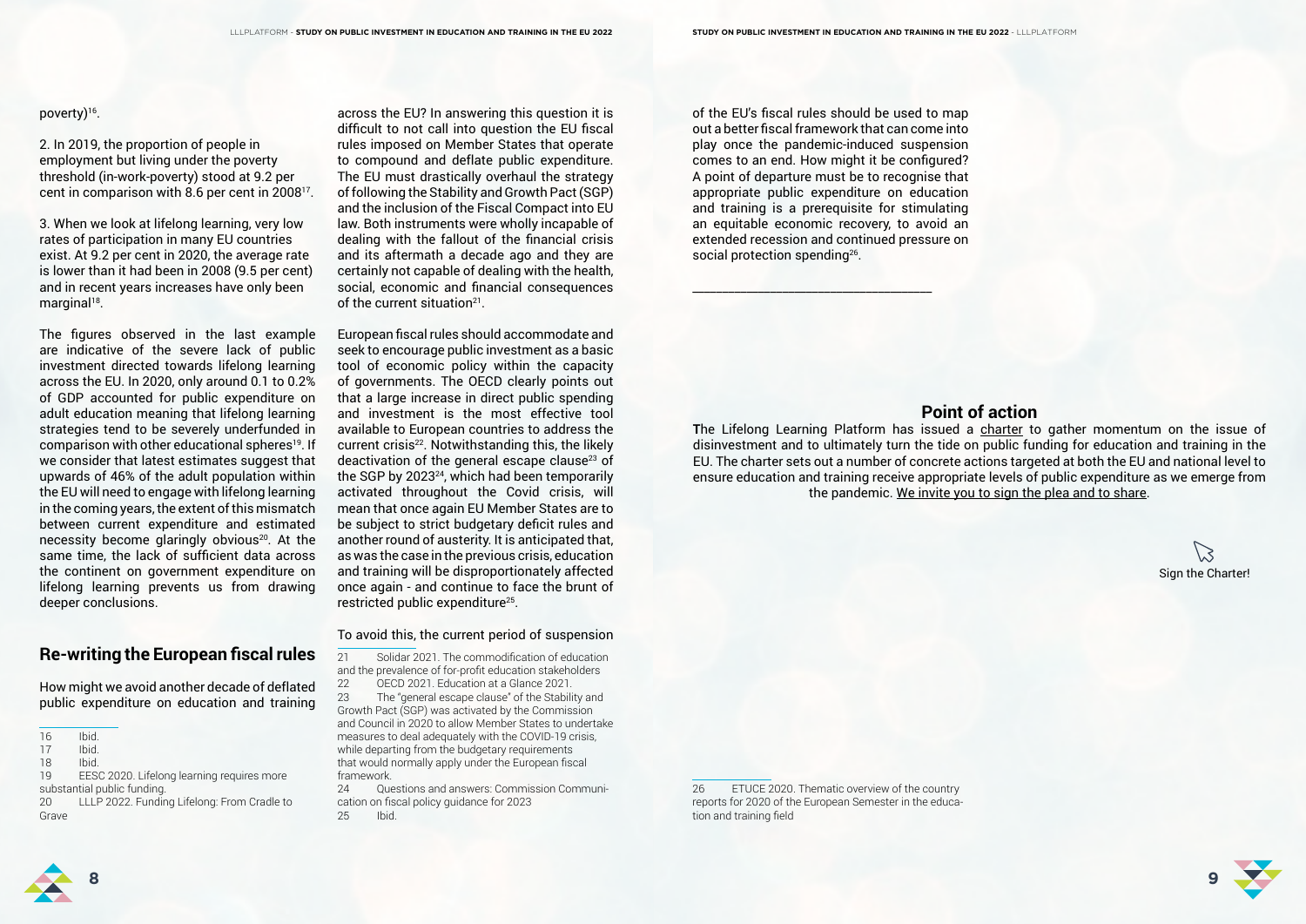poverty)[16].

2. In 2019, the proportion of people in employment but living under the poverty threshold (in-work-poverty) stood at 9.2 per cent in comparison with 8.6 per cent in 2008[17].

3. When we look at lifelong learning, very low rates of participation in many EU countries exist. At 9.2 per cent in 2020, the average rate is lower than it had been in 2008 (9.5 per cent) and in recent years increases have only been marginal[18].

The figures observed in the last example are indicative of the severe lack of public investment directed towards lifelong learning across the EU. In 2020, only around 0.1 to 0.2% of GDP accounted for public expenditure on adult education meaning that lifelong learning strategies tend to be severely underfunded in comparison with other educational spheres[19]. If we consider that latest estimates suggest that upwards of 46% of the adult population within the EU will need to engage with lifelong learning in the coming years, the extent of this mismatch between current expenditure and estimated necessity become glaringly obvious[20]. At the same time, the lack of sufficient data across the continent on government expenditure on lifelong learning prevents us from drawing deeper conclusions.

## Re-writing the European fiscal rules

How might we avoid another decade of deflated public expenditure on education and training across the EU? In answering this question it is difficult to not call into question the EU fiscal rules imposed on Member States that operate to compound and deflate public expenditure. The EU must drastically overhaul the strategy of following the Stability and Growth Pact (SGP) and the inclusion of the Fiscal Compact into EU law. Both instruments were wholly incapable of dealing with the fallout of the financial crisis and its aftermath a decade ago and they are certainly not capable of dealing with the health, social, economic and financial consequences of the current situation[21].

European fiscal rules should accommodate and seek to encourage public investment as a basic tool of economic policy within the capacity of governments. The OECD clearly points out that a large increase in direct public spending and investment is the most effective tool available to European countries to address the current crisis[22]. Notwithstanding this, the likely deactivation of the general escape clause[23] of the SGP by 2023[24], which had been temporarily activated throughout the Covid crisis, will mean that once again EU Member States are to be subject to strict budgetary deficit rules and another round of austerity. It is anticipated that, as was the case in the previous crisis, education and training will be disproportionally affected once again - and continue to face the brunt of restricted public expenditure[25].

To avoid this, the current period of suspension of the EU's fiscal rules should be used to map out a better fiscal framework that can come into play once the pandemic-induced suspension comes to an end. How might it be configured? A point of departure must be to recognise that appropriate public expenditure on education and training is a prerequisite for stimulating an equitable economic recovery, to avoid an extended recession and continued pressure on social protection spending[26].

---

16 Ibid.
17 Ibid.
18 Ibid.
19 EESC 2020. Lifelong learning requires more substantial public funding.
20 LLLP 2022. Funding Lifelong: From Cradle to Grave

21 Solidar 2021. The commodification of education and the prevalence of for-profit education stakeholders
22 OECD 2021. Education at a Glance 2021.
23 The "general escape clause" of the Stability and Growth Pact (SGP) was activated by the Commission and Council in 2020 to allow Member States to undertake measures to deal adequately with the COVID-19 crisis, while departing from the budgetary requirements that would normally apply under the European fiscal framework.
24 Questions and answers: Commission Communication on fiscal policy guidance for 2023
25 Ibid.

26 ETUCE 2020. Thematic overview of the country reports for 2020 of the European Semester in the education and training field

## Point of action

The Lifelong Learning Platform has issued a charter to gather momentum on the issue of disinvestment and to ultimately turn the tide on public funding for education and training in the EU. The charter sets out a number of concrete actions targeted at both the EU and national level to ensure education and training receive appropriate levels of public expenditure as we emerge from the pandemic. We invite you to sign the plea and to share.

Sign the Charter!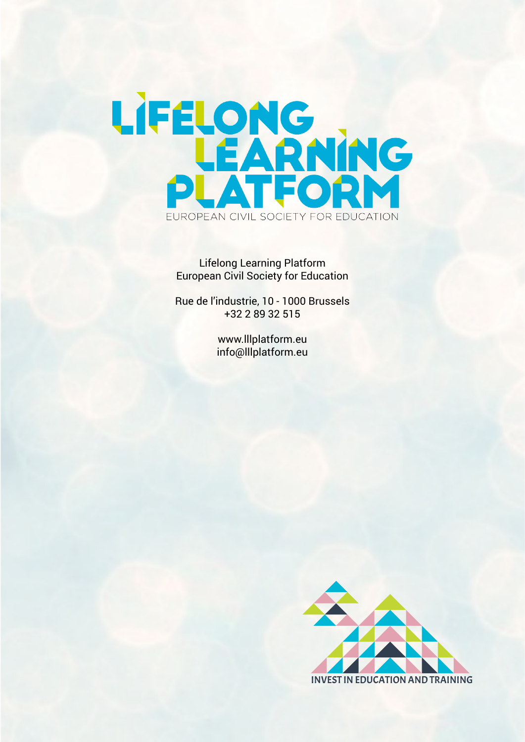LIFELONG LEARNING PLATFORM

EUROPEAN CIVIL SOCIETY FOR EDUCATION

Lifelong Learning Platform
European Civil Society for Education

Rue de l'industrie, 10 - 1000 Brussels
+32 2 89 32 515

www.lllplatform.eu
info@lllplatform.eu

INVEST IN EDUCATION AND TRAINING